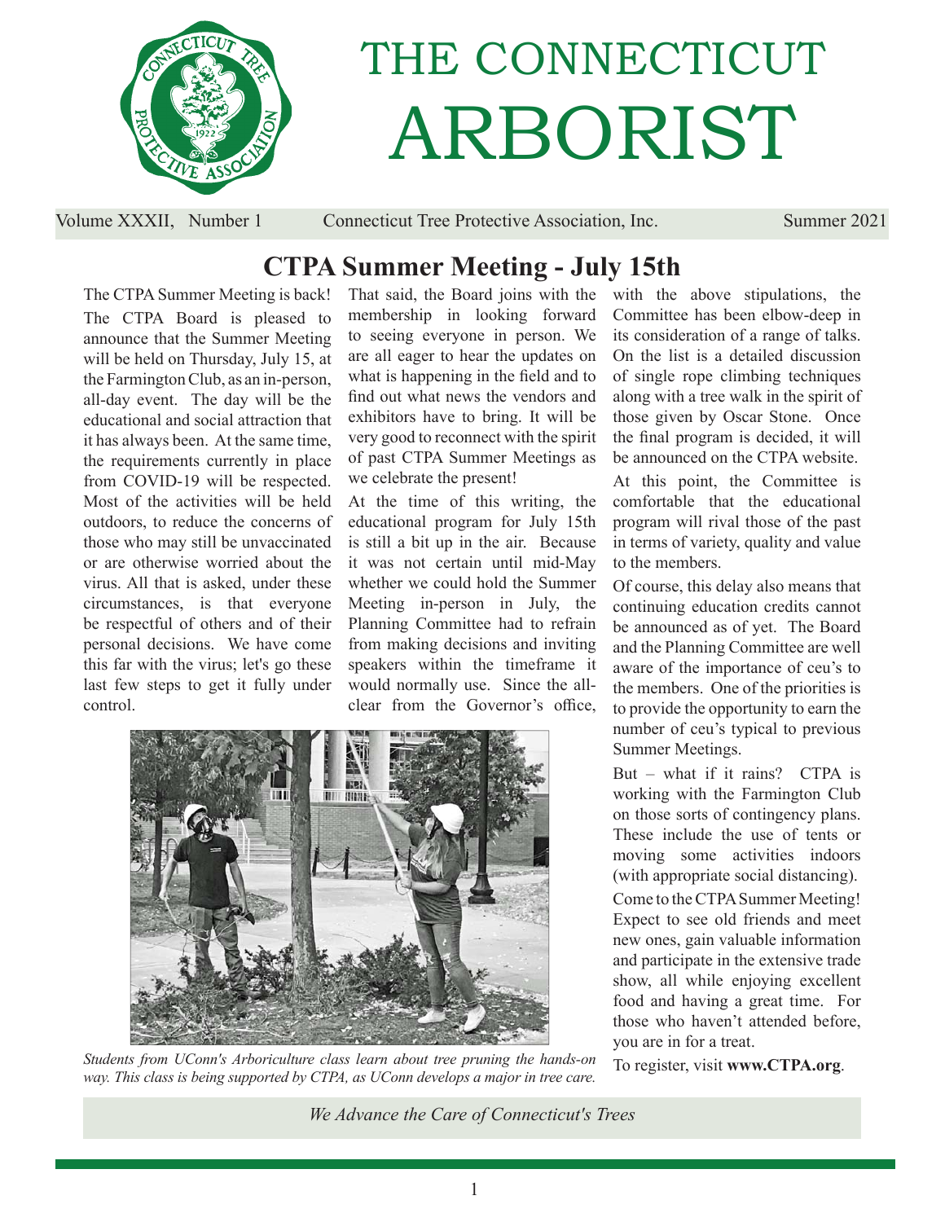# THE CONNECTICUT ARBORIST

Volume XXXII, Number 1 — Connecticut Tree Protective Association, Inc. — Summer 2021

## CTPA Summer Meeting - July 15th

The CTPA Summer Meeting is back! The CTPA Board is pleased to announce that the Summer Meeting will be held on Thursday, July 15, at the Farmington Club, as an in-person, all-day event. The day will be the educational and social attraction that it has always been. At the same time, the requirements currently in place from COVID-19 will be respected. Most of the activities will be held outdoors, to reduce the concerns of those who may still be unvaccinated or are otherwise worried about the virus. All that is asked, under these circumstances, is that everyone be respectful of others and of their personal decisions. We have come this far with the virus; let's go these last few steps to get it fully under control.

That said, the Board joins with the membership in looking forward to seeing everyone in person. We are all eager to hear the updates on what is happening in the field and to find out what news the vendors and exhibitors have to bring. It will be very good to reconnect with the spirit of past CTPA Summer Meetings as we celebrate the present!

At the time of this writing, the educational program for July 15th is still a bit up in the air. Because it was not certain until mid-May whether we could hold the Summer Meeting in-person in July, the Planning Committee had to refrain from making decisions and inviting speakers within the timeframe it would normally use. Since the all-clear from the Governor's office, with the above stipulations, the Committee has been elbow-deep in its consideration of a range of talks. On the list is a detailed discussion of single rope climbing techniques along with a tree walk in the spirit of those given by Oscar Stone. Once the final program is decided, it will be announced on the CTPA website.

*Students from UConn's Arboriculture class learn about tree pruning the hands-on way. This class is being supported by CTPA, as UConn develops a major in tree care.*

At this point, the Committee is comfortable that the educational program will rival those of the past in terms of variety, quality and value to the members.

Of course, this delay also means that continuing education credits cannot be announced as of yet. The Board and the Planning Committee are well aware of the importance of ceu's to the members. One of the priorities is to provide the opportunity to earn the number of ceu's typical to previous Summer Meetings.

But – what if it rains? CTPA is working with the Farmington Club on those sorts of contingency plans. These include the use of tents or moving some activities indoors (with appropriate social distancing).

Come to the CTPA Summer Meeting! Expect to see old friends and meet new ones, gain valuable information and participate in the extensive trade show, all while enjoying excellent food and having a great time. For those who haven't attended before, you are in for a treat.

To register, visit **www.CTPA.org**.

*We Advance the Care of Connecticut's Trees*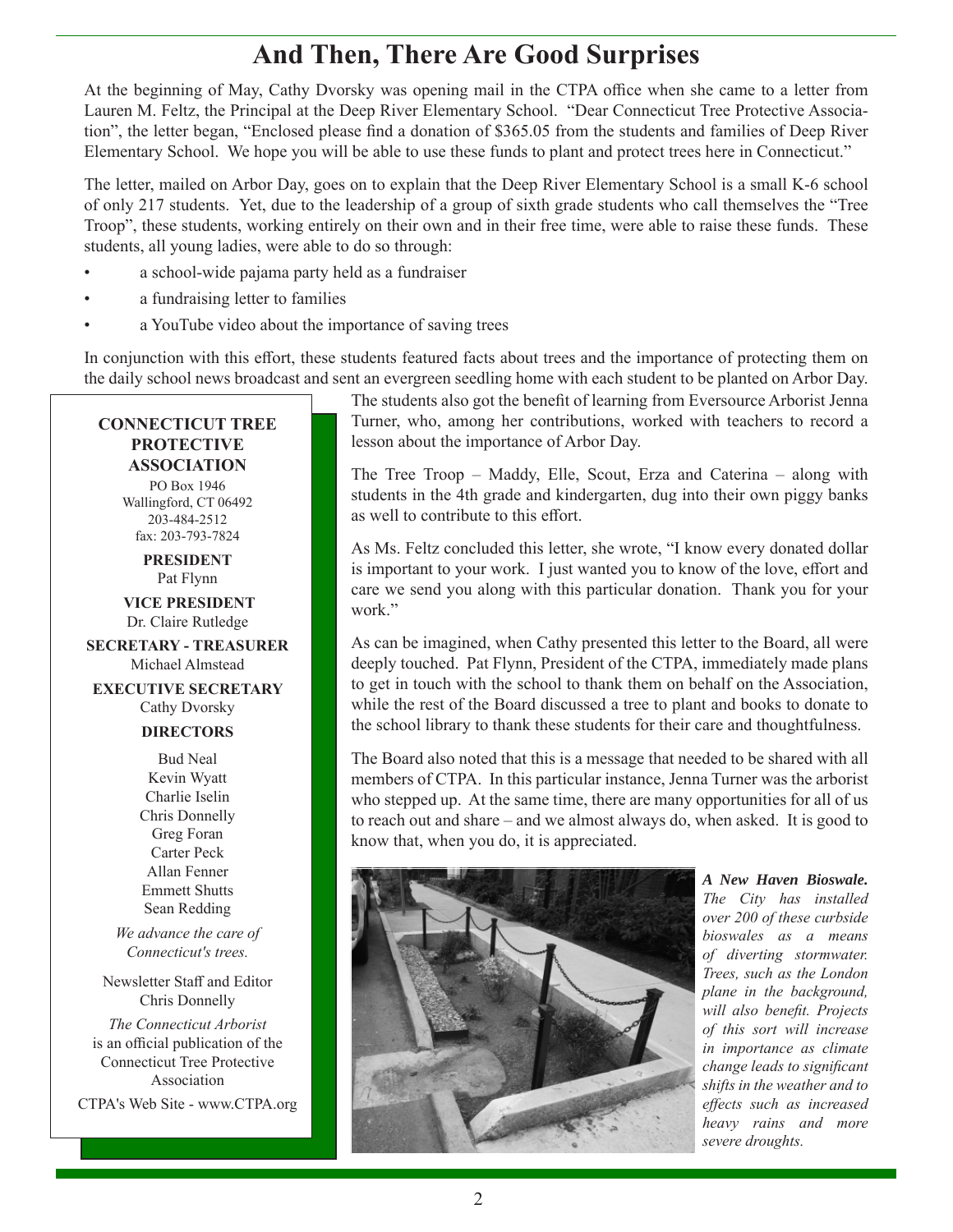# And Then, There Are Good Surprises

At the beginning of May, Cathy Dvorsky was opening mail in the CTPA office when she came to a letter from Lauren M. Feltz, the Principal at the Deep River Elementary School. "Dear Connecticut Tree Protective Association", the letter began, "Enclosed please find a donation of $365.05 from the students and families of Deep River Elementary School. We hope you will be able to use these funds to plant and protect trees here in Connecticut."

The letter, mailed on Arbor Day, goes on to explain that the Deep River Elementary School is a small K-6 school of only 217 students. Yet, due to the leadership of a group of sixth grade students who call themselves the "Tree Troop", these students, working entirely on their own and in their free time, were able to raise these funds. These students, all young ladies, were able to do so through:

- a school-wide pajama party held as a fundraiser
- a fundraising letter to families
- a YouTube video about the importance of saving trees

In conjunction with this effort, these students featured facts about trees and the importance of protecting them on the daily school news broadcast and sent an evergreen seedling home with each student to be planted on Arbor Day. The students also got the benefit of learning from Eversource Arborist Jenna Turner, who, among her contributions, worked with teachers to record a lesson about the importance of Arbor Day.

The Tree Troop – Maddy, Elle, Scout, Erza and Caterina – along with students in the 4th grade and kindergarten, dug into their own piggy banks as well to contribute to this effort.

As Ms. Feltz concluded this letter, she wrote, "I know every donated dollar is important to your work. I just wanted you to know of the love, effort and care we send you along with this particular donation. Thank you for your work."

As can be imagined, when Cathy presented this letter to the Board, all were deeply touched. Pat Flynn, President of the CTPA, immediately made plans to get in touch with the school to thank them on behalf on the Association, while the rest of the Board discussed a tree to plant and books to donate to the school library to thank these students for their care and thoughtfulness.

The Board also noted that this is a message that needed to be shared with all members of CTPA. In this particular instance, Jenna Turner was the arborist who stepped up. At the same time, there are many opportunities for all of us to reach out and share – and we almost always do, when asked. It is good to know that, when you do, it is appreciated.

***A New Haven Bioswale.*** *The City has installed over 200 of these curbside bioswales as a means of diverting stormwater. Trees, such as the London plane in the background, will also benefit. Projects of this sort will increase in importance as climate change leads to significant shifts in the weather and to effects such as increased heavy rains and more severe droughts.*

---

**CONNECTICUT TREE PROTECTIVE ASSOCIATION**

PO Box 1946
Wallingford, CT 06492
203-484-2512
fax: 203-793-7824

**PRESIDENT**
Pat Flynn

**VICE PRESIDENT**
Dr. Claire Rutledge

**SECRETARY - TREASURER**
Michael Almstead

**EXECUTIVE SECRETARY**
Cathy Dvorsky

**DIRECTORS**

Bud Neal
Kevin Wyatt
Charlie Iselin
Chris Donnelly
Greg Foran
Carter Peck
Allan Fenner
Emmett Shutts
Sean Redding

*We advance the care of Connecticut's trees.*

Newsletter Staff and Editor
Chris Donnelly

*The Connecticut Arborist* is an official publication of the Connecticut Tree Protective Association

CTPA's Web Site - www.CTPA.org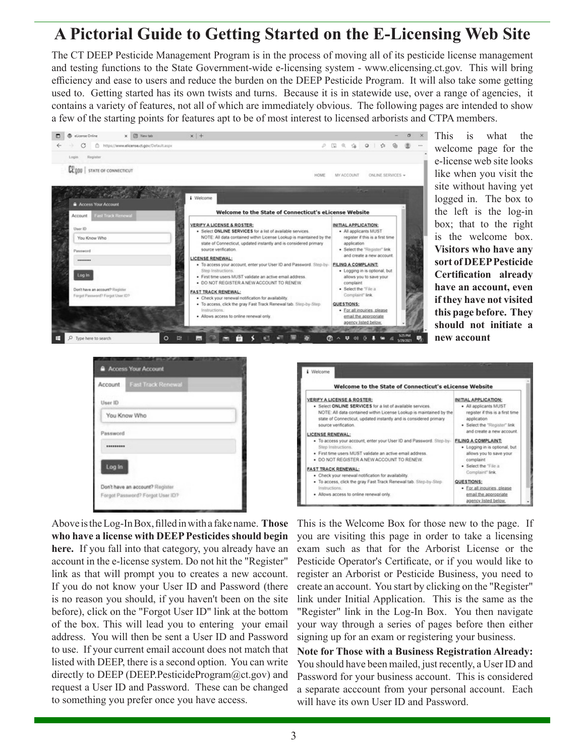# A Pictorial Guide to Getting Started on the E-Licensing Web Site

The CT DEEP Pesticide Management Program is in the process of moving all of its pesticide license management and testing functions to the State Government-wide e-licensing system - www.elicensing.ct.gov. This will bring efficiency and ease to users and reduce the burden on the DEEP Pesticide Program. It will also take some getting used to. Getting started has its own twists and turns. Because it is in statewide use, over a range of agencies, it contains a variety of features, not all of which are immediately obvious. The following pages are intended to show a few of the starting points for features apt to be of most interest to licensed arborists and CTPA members.

This is what the welcome page for the e-license web site looks like when you visit the site without having yet logged in. The box to the left is the log-in box; that to the right is the welcome box. **Visitors who have any sort of DEEP Pesticide Certification already have an account, even if they have not visited this page before. They should not initiate a new account**

Above is the Log-In Box, filled in with a fake name. **Those who have a license with DEEP Pesticides should begin here.** If you fall into that category, you already have an account in the e-license system. Do not hit the "Register" link as that will prompt you to creates a new account. If you do not know your User ID and Password (there is no reason you should, if you haven't been on the site before), click on the "Forgot User ID" link at the bottom of the box. This will lead you to entering your email address. You will then be sent a User ID and Password to use. If your current email account does not match that listed with DEEP, there is a second option. You can write directly to DEEP (DEEP.PesticideProgram@ct.gov) and request a User ID and Password. These can be changed to something you prefer once you have access.

This is the Welcome Box for those new to the page. If you are visiting this page in order to take a licensing exam such as that for the Arborist License or the Pesticide Operator's Certificate, or if you would like to register an Arborist or Pesticide Business, you need to create an account. You start by clicking on the "Register" link under Initial Application. This is the same as the "Register" link in the Log-In Box. You then navigate your way through a series of pages before then either signing up for an exam or registering your business.

**Note for Those with a Business Registration Already:** You should have been mailed, just recently, a User ID and Password for your business account. This is considered a separate acccount from your personal account. Each will have its own User ID and Password.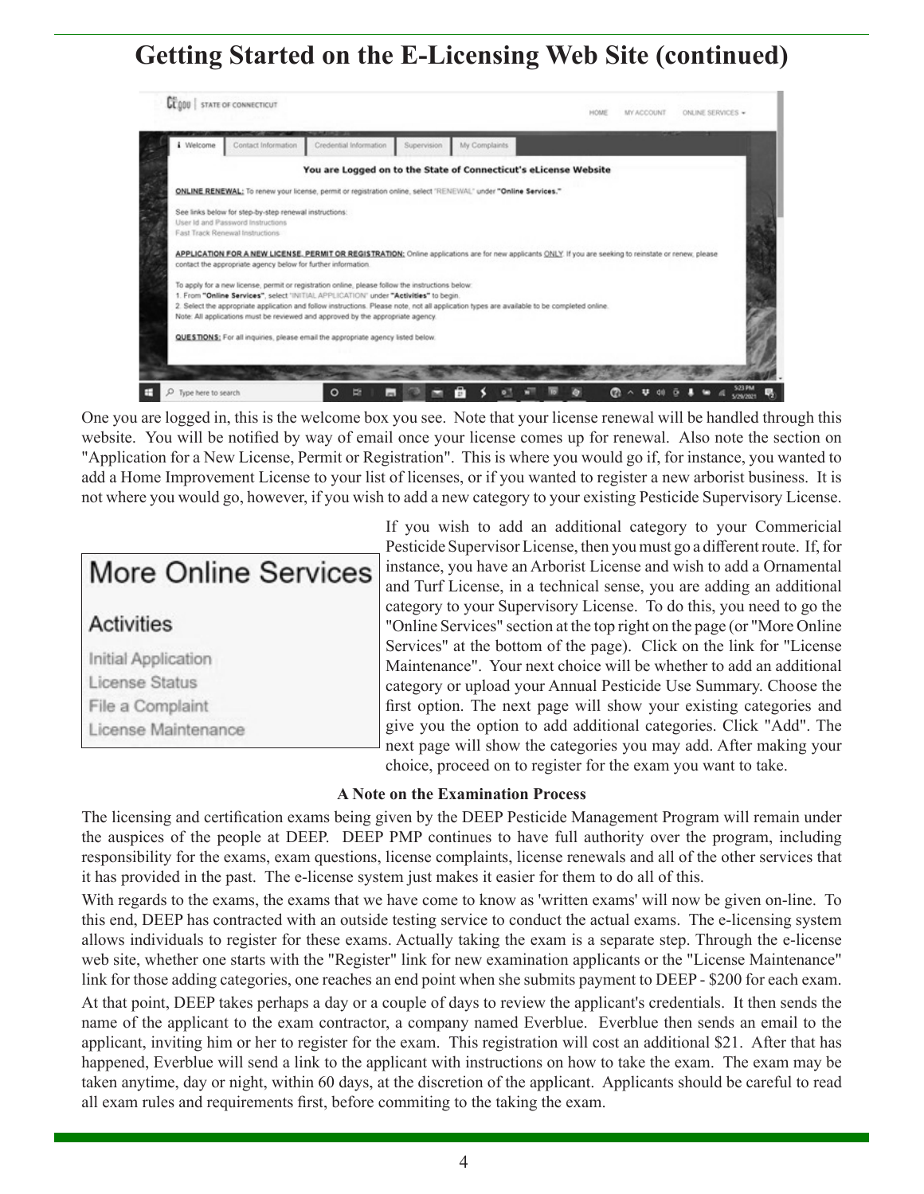# Getting Started on the E-Licensing Web Site (continued)

One you are logged in, this is the welcome box you see. Note that your license renewal will be handled through this website. You will be notified by way of email once your license comes up for renewal. Also note the section on "Application for a New License, Permit or Registration". This is where you would go if, for instance, you wanted to add a Home Improvement License to your list of licenses, or if you wanted to register a new arborist business. It is not where you would go, however, if you wish to add a new category to your existing Pesticide Supervisory License.

If you wish to add an additional category to your Commericial Pesticide Supervisor License, then you must go a different route. If, for instance, you have an Arborist License and wish to add a Ornamental and Turf License, in a technical sense, you are adding an additional category to your Supervisory License. To do this, you need to go the "Online Services" section at the top right on the page (or "More Online Services" at the bottom of the page). Click on the link for "License Maintenance". Your next choice will be whether to add an additional category or upload your Annual Pesticide Use Summary. Choose the first option. The next page will show your existing categories and give you the option to add additional categories. Click "Add". The next page will show the categories you may add. After making your choice, proceed on to register for the exam you want to take.

### A Note on the Examination Process

The licensing and certification exams being given by the DEEP Pesticide Management Program will remain under the auspices of the people at DEEP. DEEP PMP continues to have full authority over the program, including responsibility for the exams, exam questions, license complaints, license renewals and all of the other services that it has provided in the past. The e-license system just makes it easier for them to do all of this.

With regards to the exams, the exams that we have come to know as 'written exams' will now be given on-line. To this end, DEEP has contracted with an outside testing service to conduct the actual exams. The e-licensing system allows individuals to register for these exams. Actually taking the exam is a separate step. Through the e-license web site, whether one starts with the "Register" link for new examination applicants or the "License Maintenance" link for those adding categories, one reaches an end point when she submits payment to DEEP - $200 for each exam.

At that point, DEEP takes perhaps a day or a couple of days to review the applicant's credentials. It then sends the name of the applicant to the exam contractor, a company named Everblue. Everblue then sends an email to the applicant, inviting him or her to register for the exam. This registration will cost an additional $21. After that has happened, Everblue will send a link to the applicant with instructions on how to take the exam. The exam may be taken anytime, day or night, within 60 days, at the discretion of the applicant. Applicants should be careful to read all exam rules and requirements first, before commiting to the taking the exam.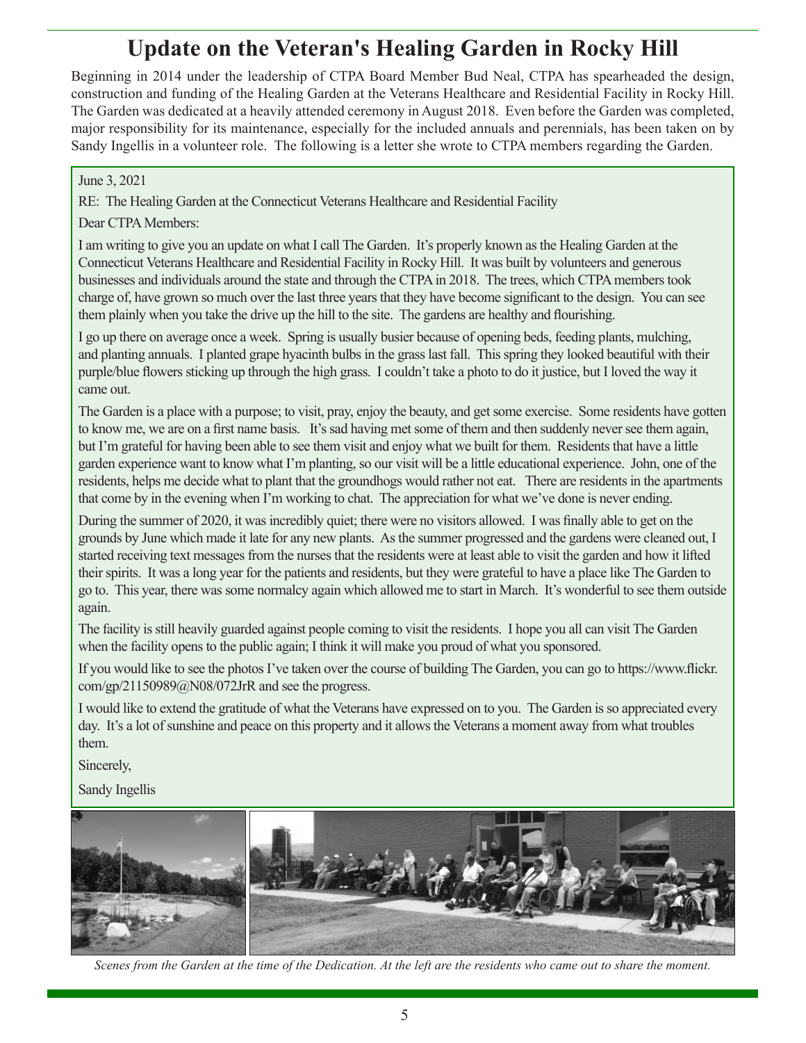# Update on the Veteran's Healing Garden in Rocky Hill

Beginning in 2014 under the leadership of CTPA Board Member Bud Neal, CTPA has spearheaded the design, construction and funding of the Healing Garden at the Veterans Healthcare and Residential Facility in Rocky Hill. The Garden was dedicated at a heavily attended ceremony in August 2018. Even before the Garden was completed, major responsibility for its maintenance, especially for the included annuals and perennials, has been taken on by Sandy Ingellis in a volunteer role. The following is a letter she wrote to CTPA members regarding the Garden.

June 3, 2021

RE: The Healing Garden at the Connecticut Veterans Healthcare and Residential Facility

Dear CTPA Members:

I am writing to give you an update on what I call The Garden. It's properly known as the Healing Garden at the Connecticut Veterans Healthcare and Residential Facility in Rocky Hill. It was built by volunteers and generous businesses and individuals around the state and through the CTPA in 2018. The trees, which CTPA members took charge of, have grown so much over the last three years that they have become significant to the design. You can see them plainly when you take the drive up the hill to the site. The gardens are healthy and flourishing.

I go up there on average once a week. Spring is usually busier because of opening beds, feeding plants, mulching, and planting annuals. I planted grape hyacinth bulbs in the grass last fall. This spring they looked beautiful with their purple/blue flowers sticking up through the high grass. I couldn't take a photo to do it justice, but I loved the way it came out.

The Garden is a place with a purpose; to visit, pray, enjoy the beauty, and get some exercise. Some residents have gotten to know me, we are on a first name basis. It's sad having met some of them and then suddenly never see them again, but I'm grateful for having been able to see them visit and enjoy what we built for them. Residents that have a little garden experience want to know what I'm planting, so our visit will be a little educational experience. John, one of the residents, helps me decide what to plant that the groundhogs would rather not eat. There are residents in the apartments that come by in the evening when I'm working to chat. The appreciation for what we've done is never ending.

During the summer of 2020, it was incredibly quiet; there were no visitors allowed. I was finally able to get on the grounds by June which made it late for any new plants. As the summer progressed and the gardens were cleaned out, I started receiving text messages from the nurses that the residents were at least able to visit the garden and how it lifted their spirits. It was a long year for the patients and residents, but they were grateful to have a place like The Garden to go to. This year, there was some normalcy again which allowed me to start in March. It's wonderful to see them outside again.

The facility is still heavily guarded against people coming to visit the residents. I hope you all can visit The Garden when the facility opens to the public again; I think it will make you proud of what you sponsored.

If you would like to see the photos I've taken over the course of building The Garden, you can go to https://www.flickr.com/gp/21150989@N08/072JrR and see the progress.

I would like to extend the gratitude of what the Veterans have expressed on to you. The Garden is so appreciated every day. It's a lot of sunshine and peace on this property and it allows the Veterans a moment away from what troubles them.

Sincerely,

Sandy Ingellis

*Scenes from the Garden at the time of the Dedication. At the left are the residents who came out to share the moment.*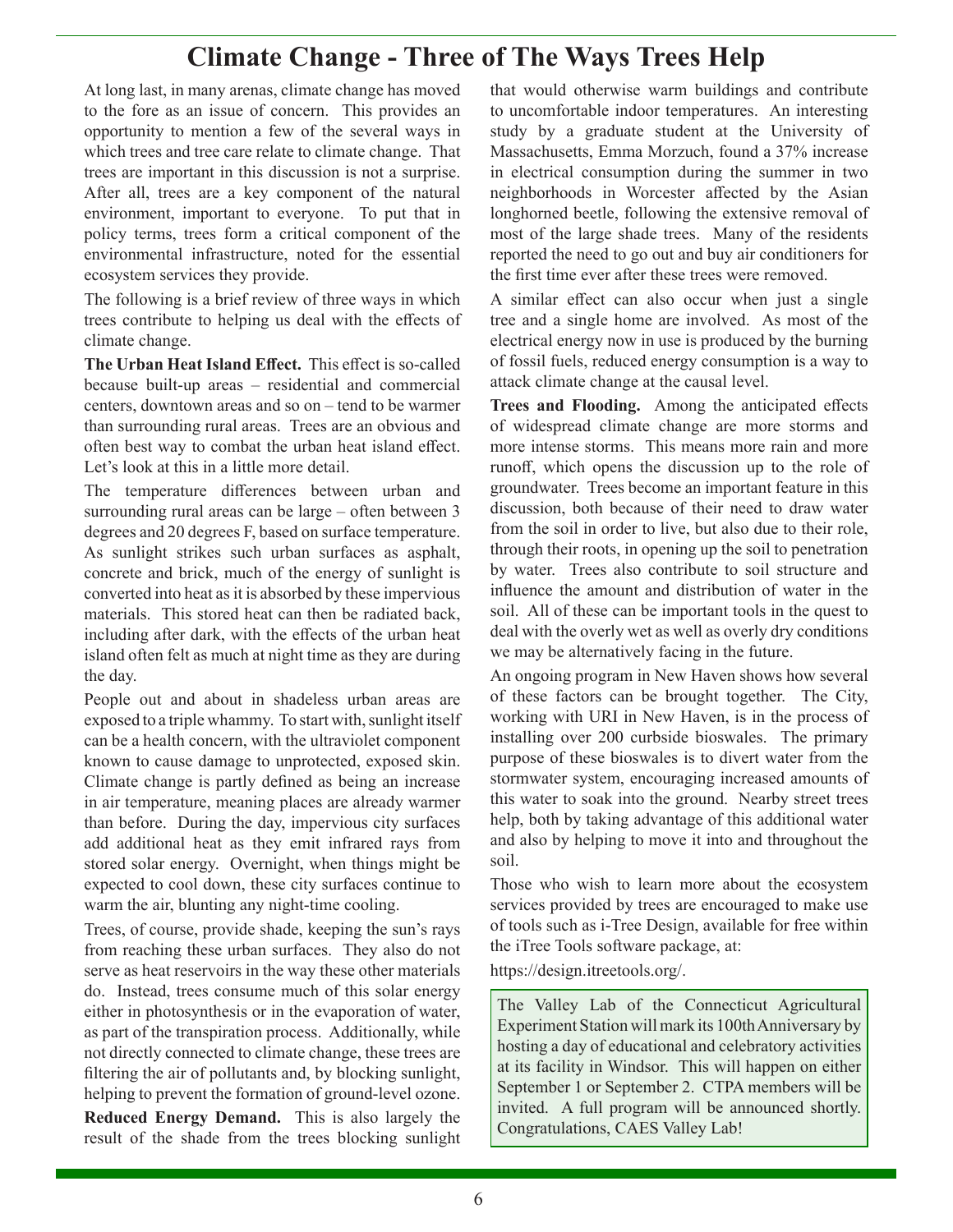# Climate Change - Three of The Ways Trees Help

At long last, in many arenas, climate change has moved to the fore as an issue of concern. This provides an opportunity to mention a few of the several ways in which trees and tree care relate to climate change. That trees are important in this discussion is not a surprise. After all, trees are a key component of the natural environment, important to everyone. To put that in policy terms, trees form a critical component of the environmental infrastructure, noted for the essential ecosystem services they provide.

The following is a brief review of three ways in which trees contribute to helping us deal with the effects of climate change.

**The Urban Heat Island Effect.** This effect is so-called because built-up areas – residential and commercial centers, downtown areas and so on – tend to be warmer than surrounding rural areas. Trees are an obvious and often best way to combat the urban heat island effect. Let's look at this in a little more detail.

The temperature differences between urban and surrounding rural areas can be large – often between 3 degrees and 20 degrees F, based on surface temperature. As sunlight strikes such urban surfaces as asphalt, concrete and brick, much of the energy of sunlight is converted into heat as it is absorbed by these impervious materials. This stored heat can then be radiated back, including after dark, with the effects of the urban heat island often felt as much at night time as they are during the day.

People out and about in shadeless urban areas are exposed to a triple whammy. To start with, sunlight itself can be a health concern, with the ultraviolet component known to cause damage to unprotected, exposed skin. Climate change is partly defined as being an increase in air temperature, meaning places are already warmer than before. During the day, impervious city surfaces add additional heat as they emit infrared rays from stored solar energy. Overnight, when things might be expected to cool down, these city surfaces continue to warm the air, blunting any night-time cooling.

Trees, of course, provide shade, keeping the sun's rays from reaching these urban surfaces. They also do not serve as heat reservoirs in the way these other materials do. Instead, trees consume much of this solar energy either in photosynthesis or in the evaporation of water, as part of the transpiration process. Additionally, while not directly connected to climate change, these trees are filtering the air of pollutants and, by blocking sunlight, helping to prevent the formation of ground-level ozone.

**Reduced Energy Demand.** This is also largely the result of the shade from the trees blocking sunlight that would otherwise warm buildings and contribute to uncomfortable indoor temperatures. An interesting study by a graduate student at the University of Massachusetts, Emma Morzuch, found a 37% increase in electrical consumption during the summer in two neighborhoods in Worcester affected by the Asian longhorned beetle, following the extensive removal of most of the large shade trees. Many of the residents reported the need to go out and buy air conditioners for the first time ever after these trees were removed.

A similar effect can also occur when just a single tree and a single home are involved. As most of the electrical energy now in use is produced by the burning of fossil fuels, reduced energy consumption is a way to attack climate change at the causal level.

**Trees and Flooding.** Among the anticipated effects of widespread climate change are more storms and more intense storms. This means more rain and more runoff, which opens the discussion up to the role of groundwater. Trees become an important feature in this discussion, both because of their need to draw water from the soil in order to live, but also due to their role, through their roots, in opening up the soil to penetration by water. Trees also contribute to soil structure and influence the amount and distribution of water in the soil. All of these can be important tools in the quest to deal with the overly wet as well as overly dry conditions we may be alternatively facing in the future.

An ongoing program in New Haven shows how several of these factors can be brought together. The City, working with URI in New Haven, is in the process of installing over 200 curbside bioswales. The primary purpose of these bioswales is to divert water from the stormwater system, encouraging increased amounts of this water to soak into the ground. Nearby street trees help, both by taking advantage of this additional water and also by helping to move it into and throughout the soil.

Those who wish to learn more about the ecosystem services provided by trees are encouraged to make use of tools such as i-Tree Design, available for free within the iTree Tools software package, at:

https://design.itreetools.org/.

> The Valley Lab of the Connecticut Agricultural Experiment Station will mark its 100th Anniversary by hosting a day of educational and celebratory activities at its facility in Windsor. This will happen on either September 1 or September 2. CTPA members will be invited. A full program will be announced shortly. Congratulations, CAES Valley Lab!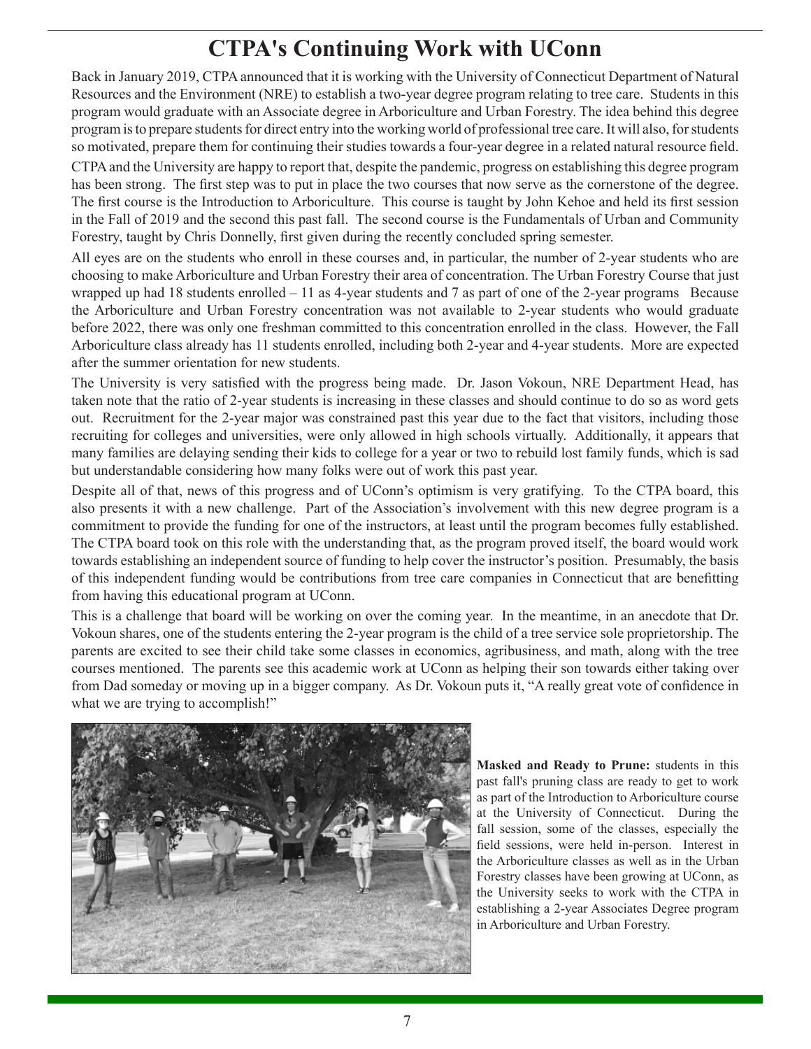# CTPA's Continuing Work with UConn

Back in January 2019, CTPA announced that it is working with the University of Connecticut Department of Natural Resources and the Environment (NRE) to establish a two-year degree program relating to tree care. Students in this program would graduate with an Associate degree in Arboriculture and Urban Forestry. The idea behind this degree program is to prepare students for direct entry into the working world of professional tree care. It will also, for students so motivated, prepare them for continuing their studies towards a four-year degree in a related natural resource field.

CTPA and the University are happy to report that, despite the pandemic, progress on establishing this degree program has been strong. The first step was to put in place the two courses that now serve as the cornerstone of the degree. The first course is the Introduction to Arboriculture. This course is taught by John Kehoe and held its first session in the Fall of 2019 and the second this past fall. The second course is the Fundamentals of Urban and Community Forestry, taught by Chris Donnelly, first given during the recently concluded spring semester.

All eyes are on the students who enroll in these courses and, in particular, the number of 2-year students who are choosing to make Arboriculture and Urban Forestry their area of concentration. The Urban Forestry Course that just wrapped up had 18 students enrolled – 11 as 4-year students and 7 as part of one of the 2-year programs Because the Arboriculture and Urban Forestry concentration was not available to 2-year students who would graduate before 2022, there was only one freshman committed to this concentration enrolled in the class. However, the Fall Arboriculture class already has 11 students enrolled, including both 2-year and 4-year students. More are expected after the summer orientation for new students.

The University is very satisfied with the progress being made. Dr. Jason Vokoun, NRE Department Head, has taken note that the ratio of 2-year students is increasing in these classes and should continue to do so as word gets out. Recruitment for the 2-year major was constrained past this year due to the fact that visitors, including those recruiting for colleges and universities, were only allowed in high schools virtually. Additionally, it appears that many families are delaying sending their kids to college for a year or two to rebuild lost family funds, which is sad but understandable considering how many folks were out of work this past year.

Despite all of that, news of this progress and of UConn's optimism is very gratifying. To the CTPA board, this also presents it with a new challenge. Part of the Association's involvement with this new degree program is a commitment to provide the funding for one of the instructors, at least until the program becomes fully established. The CTPA board took on this role with the understanding that, as the program proved itself, the board would work towards establishing an independent source of funding to help cover the instructor's position. Presumably, the basis of this independent funding would be contributions from tree care companies in Connecticut that are benefitting from having this educational program at UConn.

This is a challenge that board will be working on over the coming year. In the meantime, in an anecdote that Dr. Vokoun shares, one of the students entering the 2-year program is the child of a tree service sole proprietorship. The parents are excited to see their child take some classes in economics, agribusiness, and math, along with the tree courses mentioned. The parents see this academic work at UConn as helping their son towards either taking over from Dad someday or moving up in a bigger company. As Dr. Vokoun puts it, "A really great vote of confidence in what we are trying to accomplish!"

**Masked and Ready to Prune:** students in this past fall's pruning class are ready to get to work as part of the Introduction to Arboriculture course at the University of Connecticut. During the fall session, some of the classes, especially the field sessions, were held in-person. Interest in the Arboriculture classes as well as in the Urban Forestry classes have been growing at UConn, as the University seeks to work with the CTPA in establishing a 2-year Associates Degree program in Arboriculture and Urban Forestry.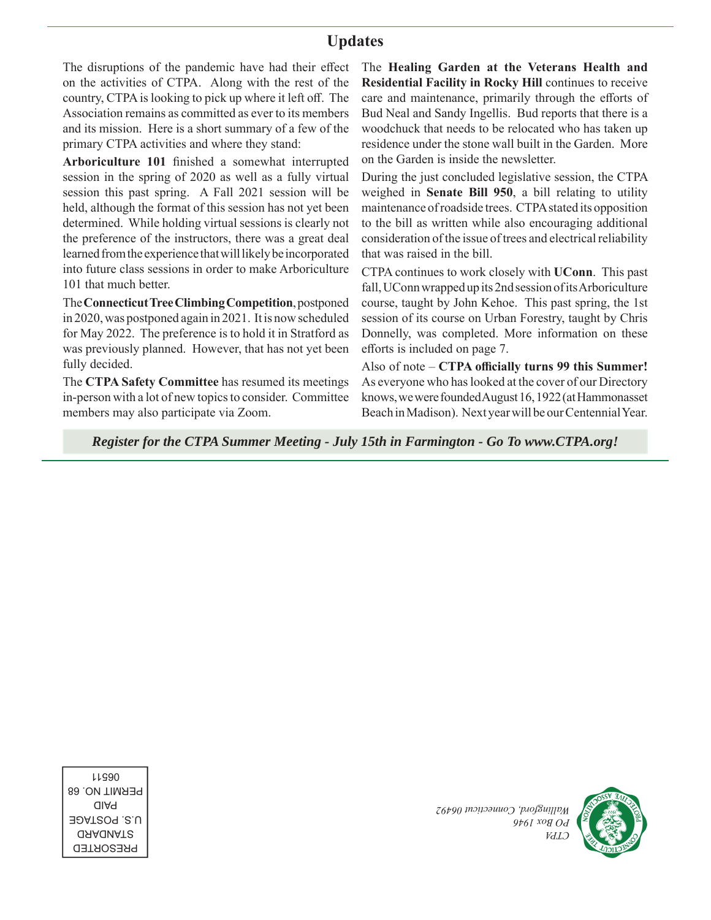## Updates

The disruptions of the pandemic have had their effect on the activities of CTPA. Along with the rest of the country, CTPA is looking to pick up where it left off. The Association remains as committed as ever to its members and its mission. Here is a short summary of a few of the primary CTPA activities and where they stand:

**Arboriculture 101** finished a somewhat interrupted session in the spring of 2020 as well as a fully virtual session this past spring. A Fall 2021 session will be held, although the format of this session has not yet been determined. While holding virtual sessions is clearly not the preference of the instructors, there was a great deal learned from the experience that will likely be incorporated into future class sessions in order to make Arboriculture 101 that much better.

The **Connecticut Tree Climbing Competition**, postponed in 2020, was postponed again in 2021. It is now scheduled for May 2022. The preference is to hold it in Stratford as was previously planned. However, that has not yet been fully decided.

The **CTPA Safety Committee** has resumed its meetings in-person with a lot of new topics to consider. Committee members may also participate via Zoom.

The **Healing Garden at the Veterans Health and Residential Facility in Rocky Hill** continues to receive care and maintenance, primarily through the efforts of Bud Neal and Sandy Ingellis. Bud reports that there is a woodchuck that needs to be relocated who has taken up residence under the stone wall built in the Garden. More on the Garden is inside the newsletter.

During the just concluded legislative session, the CTPA weighed in **Senate Bill 950**, a bill relating to utility maintenance of roadside trees. CTPA stated its opposition to the bill as written while also encouraging additional consideration of the issue of trees and electrical reliability that was raised in the bill.

CTPA continues to work closely with **UConn**. This past fall, UConn wrapped up its 2nd session of its Arboriculture course, taught by John Kehoe. This past spring, the 1st session of its course on Urban Forestry, taught by Chris Donnelly, was completed. More information on these efforts is included on page 7.

Also of note – **CTPA officially turns 99 this Summer!** As everyone who has looked at the cover of our Directory knows, we were founded August 16, 1922 (at Hammonasset Beach in Madison). Next year will be our Centennial Year.

***Register for the CTPA Summer Meeting - July 15th in Farmington - Go To www.CTPA.org!***

*CTPA*
*PO Box 1946*
*Wallingford, Connecticut 06492*

PRESORTED
STANDARD
U.S. POSTAGE
PAID
PERMIT NO. 68
06511